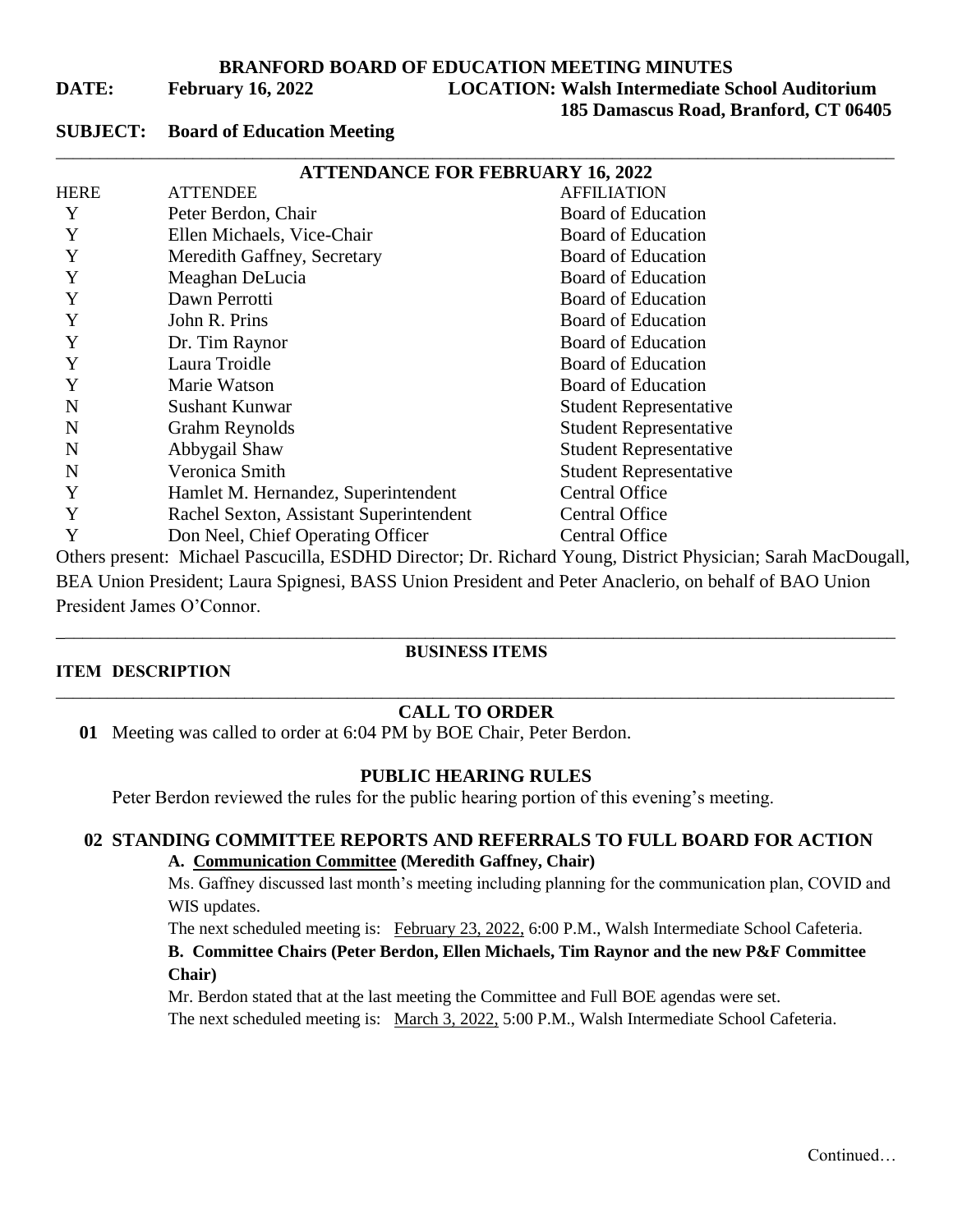# BRANFORD BOARD OF EDUCATION MEETING MINUTES

**DATE:** February 16, 2022 **LOCATION: Walsh Intermediate School Auditorium 185 Damascus Road, Branford, CT 06405**

**SUBJECT: Board of Education Meeting**

## ATTENDANCE FOR FEBRUARY 16, 2022

| HERE | ATTENDEE | AFFILIATION |
|---|---|---|
| Y | Peter Berdon, Chair | Board of Education |
| Y | Ellen Michaels, Vice-Chair | Board of Education |
| Y | Meredith Gaffney, Secretary | Board of Education |
| Y | Meaghan DeLucia | Board of Education |
| Y | Dawn Perrotti | Board of Education |
| Y | John R. Prins | Board of Education |
| Y | Dr. Tim Raynor | Board of Education |
| Y | Laura Troidle | Board of Education |
| Y | Marie Watson | Board of Education |
| N | Sushant Kunwar | Student Representative |
| N | Grahm Reynolds | Student Representative |
| N | Abbygail Shaw | Student Representative |
| N | Veronica Smith | Student Representative |
| Y | Hamlet M. Hernandez, Superintendent | Central Office |
| Y | Rachel Sexton, Assistant Superintendent | Central Office |
| Y | Don Neel, Chief Operating Officer | Central Office |

Others present: Michael Pascucilla, ESDHD Director; Dr. Richard Young, District Physician; Sarah MacDougall, BEA Union President; Laura Spignesi, BASS Union President and Peter Anaclerio, on behalf of BAO Union President James O'Connor.

## BUSINESS ITEMS

**ITEM DESCRIPTION**

### CALL TO ORDER

**01** Meeting was called to order at 6:04 PM by BOE Chair, Peter Berdon.

### PUBLIC HEARING RULES

Peter Berdon reviewed the rules for the public hearing portion of this evening's meeting.

### 02 STANDING COMMITTEE REPORTS AND REFERRALS TO FULL BOARD FOR ACTION

**A. Communication Committee (Meredith Gaffney, Chair)**

Ms. Gaffney discussed last month's meeting including planning for the communication plan, COVID and WIS updates.

The next scheduled meeting is: February 23, 2022, 6:00 P.M., Walsh Intermediate School Cafeteria.

**B. Committee Chairs (Peter Berdon, Ellen Michaels, Tim Raynor and the new P&F Committee Chair)**

Mr. Berdon stated that at the last meeting the Committee and Full BOE agendas were set.

The next scheduled meeting is: March 3, 2022, 5:00 P.M., Walsh Intermediate School Cafeteria.

Continued…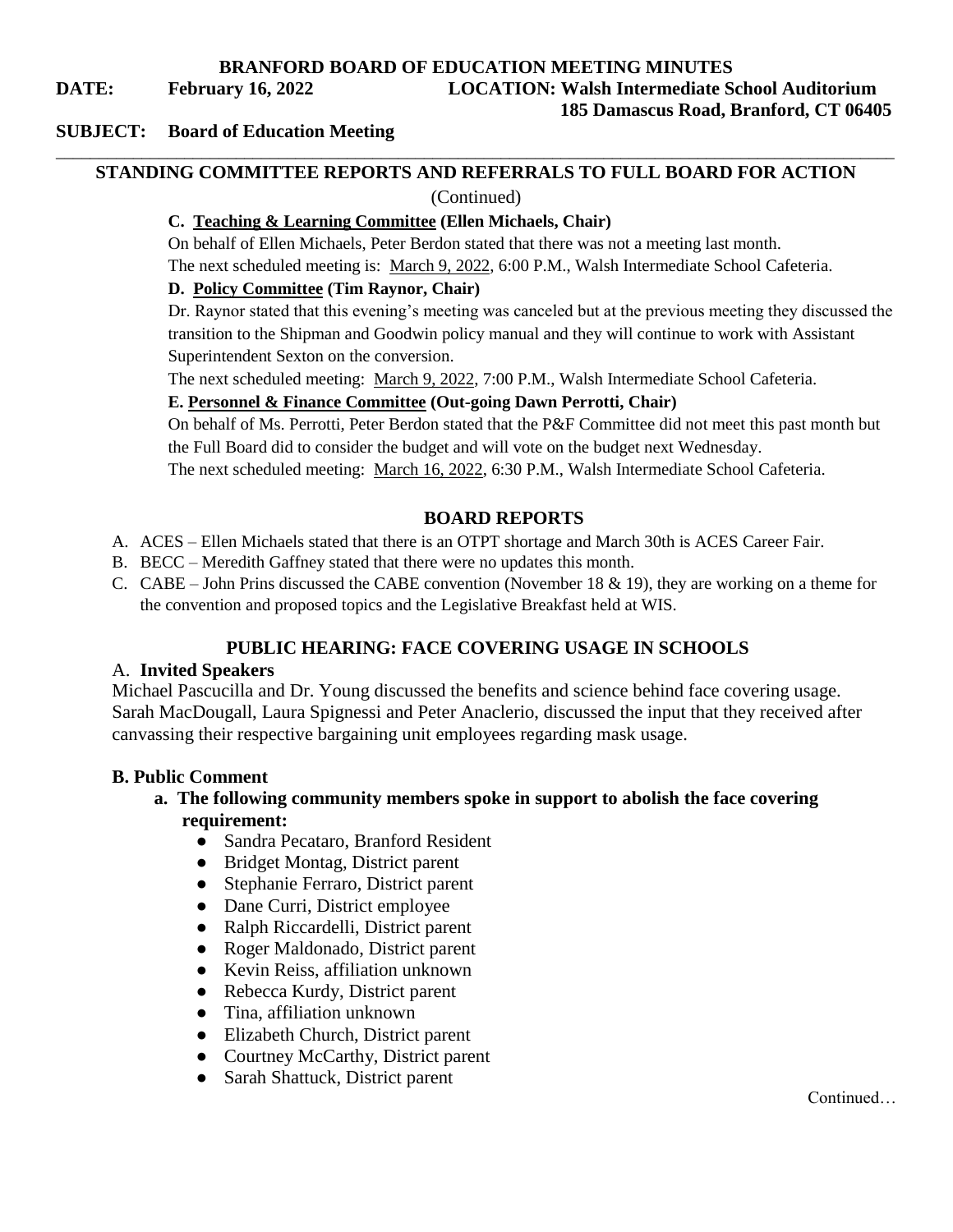**BRANFORD BOARD OF EDUCATION MEETING MINUTES**

**DATE:** **February 16, 2022** **LOCATION: Walsh Intermediate School Auditorium**
**185 Damascus Road, Branford, CT 06405**

**SUBJECT: Board of Education Meeting**

---

## STANDING COMMITTEE REPORTS AND REFERRALS TO FULL BOARD FOR ACTION

(Continued)

**C. Teaching & Learning Committee (Ellen Michaels, Chair)**

On behalf of Ellen Michaels, Peter Berdon stated that there was not a meeting last month.

The next scheduled meeting is: March 9, 2022, 6:00 P.M., Walsh Intermediate School Cafeteria.

**D. Policy Committee (Tim Raynor, Chair)**

Dr. Raynor stated that this evening's meeting was canceled but at the previous meeting they discussed the transition to the Shipman and Goodwin policy manual and they will continue to work with Assistant Superintendent Sexton on the conversion.

The next scheduled meeting: March 9, 2022, 7:00 P.M., Walsh Intermediate School Cafeteria.

**E. Personnel & Finance Committee (Out-going Dawn Perrotti, Chair)**

On behalf of Ms. Perrotti, Peter Berdon stated that the P&F Committee did not meet this past month but the Full Board did to consider the budget and will vote on the budget next Wednesday.

The next scheduled meeting: March 16, 2022, 6:30 P.M., Walsh Intermediate School Cafeteria.

## BOARD REPORTS

A. ACES – Ellen Michaels stated that there is an OTPT shortage and March 30th is ACES Career Fair.

B. BECC – Meredith Gaffney stated that there were no updates this month.

C. CABE – John Prins discussed the CABE convention (November 18 & 19), they are working on a theme for the convention and proposed topics and the Legislative Breakfast held at WIS.

## PUBLIC HEARING: FACE COVERING USAGE IN SCHOOLS

### A. Invited Speakers

Michael Pascucilla and Dr. Young discussed the benefits and science behind face covering usage. Sarah MacDougall, Laura Spignessi and Peter Anaclerio, discussed the input that they received after canvassing their respective bargaining unit employees regarding mask usage.

### B. Public Comment

**a. The following community members spoke in support to abolish the face covering requirement:**

- Sandra Pecataro, Branford Resident
- Bridget Montag, District parent
- Stephanie Ferraro, District parent
- Dane Curri, District employee
- Ralph Riccardelli, District parent
- Roger Maldonado, District parent
- Kevin Reiss, affiliation unknown
- Rebecca Kurdy, District parent
- Tina, affiliation unknown
- Elizabeth Church, District parent
- Courtney McCarthy, District parent
- Sarah Shattuck, District parent

Continued…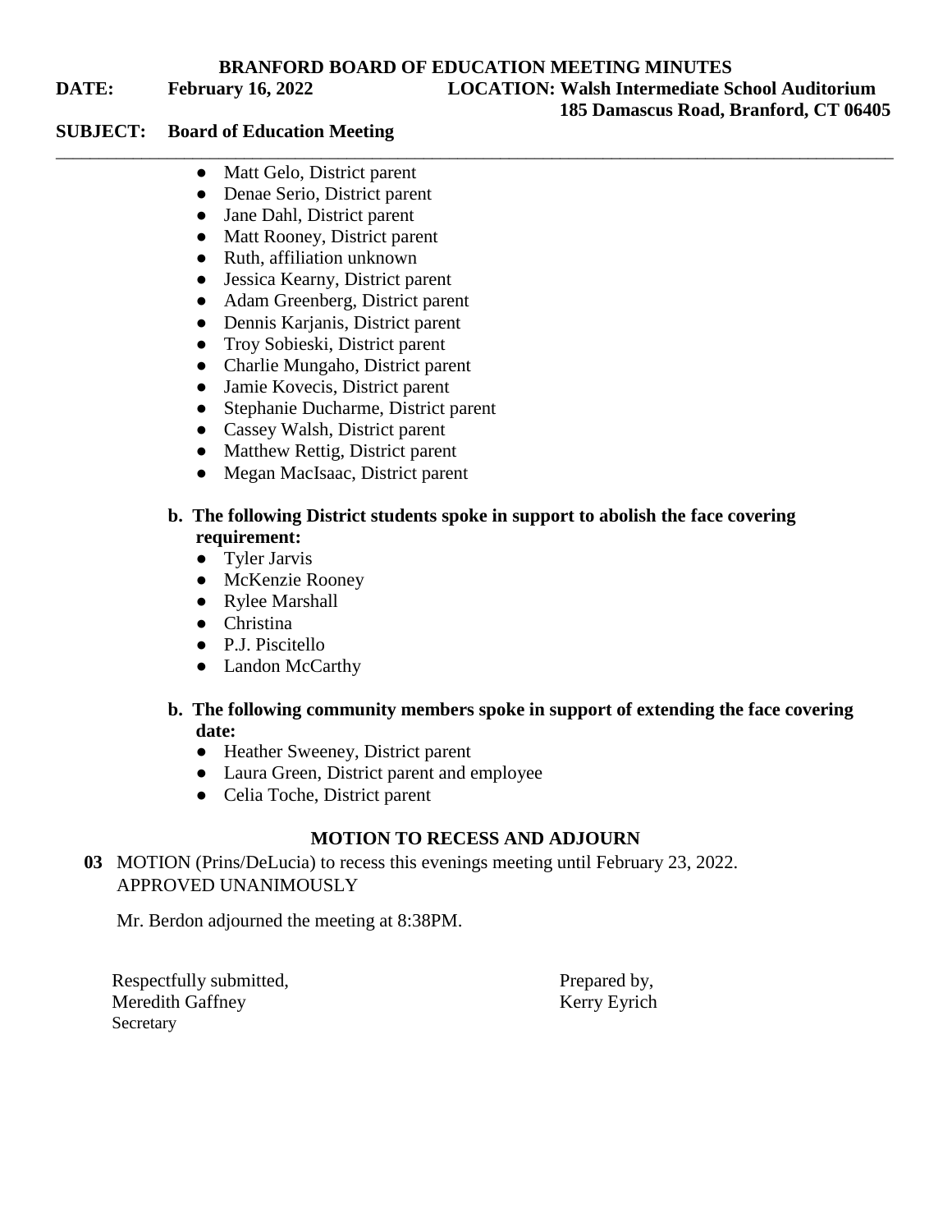- Matt Gelo, District parent
- Denae Serio, District parent
- Jane Dahl, District parent
- Matt Rooney, District parent
- Ruth, affiliation unknown
- Jessica Kearny, District parent
- Adam Greenberg, District parent
- Dennis Karjanis, District parent
- Troy Sobieski, District parent
- Charlie Mungaho, District parent
- Jamie Kovecis, District parent
- Stephanie Ducharme, District parent
- Cassey Walsh, District parent
- Matthew Rettig, District parent
- Megan MacIsaac, District parent

**b. The following District students spoke in support to abolish the face covering requirement:**

- Tyler Jarvis
- McKenzie Rooney
- Rylee Marshall
- Christina
- P.J. Piscitello
- Landon McCarthy

**b. The following community members spoke in support of extending the face covering date:**

- Heather Sweeney, District parent
- Laura Green, District parent and employee
- Celia Toche, District parent

## MOTION TO RECESS AND ADJOURN

**03** MOTION (Prins/DeLucia) to recess this evenings meeting until February 23, 2022.
APPROVED UNANIMOUSLY

Mr. Berdon adjourned the meeting at 8:38PM.

Respectfully submitted,
Meredith Gaffney
Secretary

Prepared by,
Kerry Eyrich